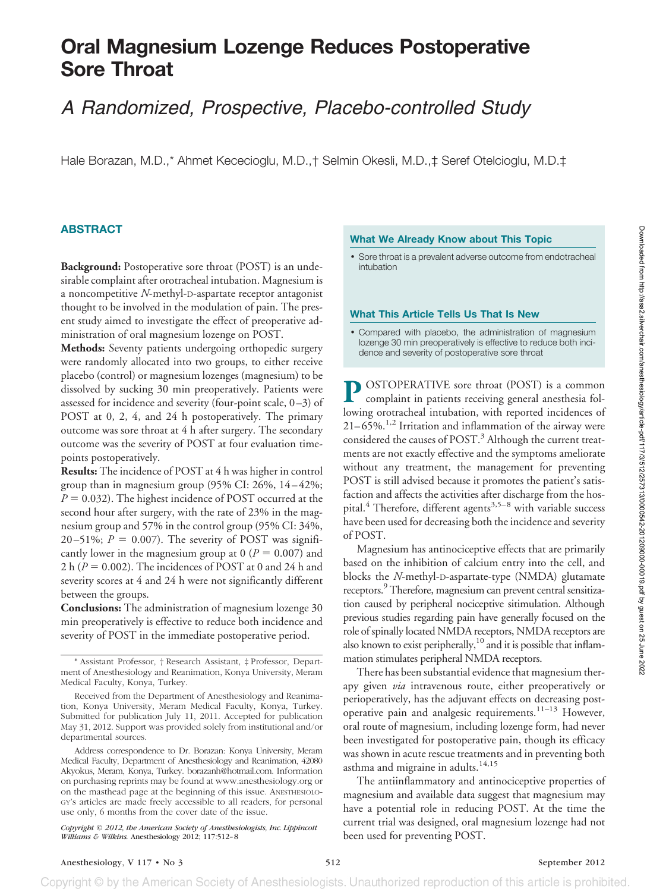# Oral Magnesium Lozenge Reduces Postoperative Sore Throat

## *A Randomized, Prospective, Placebo-controlled Study*

Hale Borazan, M.D.,* Ahmet Kececioglu, M.D.,† Selmin Okesli, M.D.,‡ Seref Otelcioglu, M.D.‡

## ABSTRACT

**Background:** Postoperative sore throat (POST) is an undesirable complaint after orotracheal intubation. Magnesium is a noncompetitive *N*-methyl-D-aspartate receptor antagonist thought to be involved in the modulation of pain. The present study aimed to investigate the effect of preoperative administration of oral magnesium lozenge on POST.

**Methods:** Seventy patients undergoing orthopedic surgery were randomly allocated into two groups, to either receive placebo (control) or magnesium lozenges (magnesium) to be dissolved by sucking 30 min preoperatively. Patients were assessed for incidence and severity (four-point scale, 0–3) of POST at 0, 2, 4, and 24 h postoperatively. The primary outcome was sore throat at 4 h after surgery. The secondary outcome was the severity of POST at four evaluation timepoints postoperatively.

**Results:** The incidence of POST at 4 h was higher in control group than in magnesium group (95% CI: 26%, 14–42%; $P = 0.032$). The highest incidence of POST occurred at the second hour after surgery, with the rate of 23% in the magnesium group and 57% in the control group (95% CI: 34%, 20–51%; $P = 0.007$). The severity of POST was significantly lower in the magnesium group at 0 ($P = 0.007$) and 2 h ($P = 0.002$). The incidences of POST at 0 and 24 h and severity scores at 4 and 24 h were not significantly different between the groups.

**Conclusions:** The administration of magnesium lozenge 30 min preoperatively is effective to reduce both incidence and severity of POST in the immediate postoperative period.

### What We Already Know about This Topic

- Sore throat is a prevalent adverse outcome from endotracheal intubation

### What This Article Tells Us That Is New

- Compared with placebo, the administration of magnesium lozenge 30 min preoperatively is effective to reduce both incidence and severity of postoperative sore throat

POSTOPERATIVE sore throat (POST) is a common complaint in patients receiving general anesthesia following orotracheal intubation, with reported incidences of 21–65%.[1,2] Irritation and inflammation of the airway were considered the causes of POST.[3] Although the current treatments are not exactly effective and the symptoms ameliorate without any treatment, the management for preventing POST is still advised because it promotes the patient's satisfaction and affects the activities after discharge from the hospital.[4] Therefore, different agents[3,5–8] with variable success have been used for decreasing both the incidence and severity of POST.

Magnesium has antinociceptive effects that are primarily based on the inhibition of calcium entry into the cell, and blocks the *N*-methyl-D-aspartate-type (NMDA) glutamate receptors.[9] Therefore, magnesium can prevent central sensitization caused by peripheral nociceptive stimulation. Although previous studies regarding pain have generally focused on the role of spinally located NMDA receptors, NMDA receptors are also known to exist peripherally,[10] and it is possible that inflammation stimulates peripheral NMDA receptors.

There has been substantial evidence that magnesium therapy given *via* intravenous route, either preoperatively or perioperatively, has the adjuvant effects on decreasing postoperative pain and analgesic requirements.[11–13] However, oral route of magnesium, including lozenge form, had never been investigated for postoperative pain, though its efficacy was shown in acute rescue treatments and in preventing both asthma and migraine in adults.[14,15]

The antiinflammatory and antinociceptive properties of magnesium and available data suggest that magnesium may have a potential role in reducing POST. At the time the current trial was designed, oral magnesium lozenge had not been used for preventing POST.

---

* Assistant Professor, † Research Assistant, ‡ Professor, Department of Anesthesiology and Reanimation, Konya University, Meram Medical Faculty, Konya, Turkey.

Received from the Department of Anesthesiology and Reanimation, Konya University, Meram Medical Faculty, Konya, Turkey. Submitted for publication July 11, 2011. Accepted for publication May 31, 2012. Support was provided solely from institutional and/or departmental sources.

Address correspondence to Dr. Borazan: Konya University, Meram Medical Faculty, Department of Anesthesiology and Reanimation, 42080 Akyokus, Meram, Konya, Turkey. borazanh@hotmail.com. Information on purchasing reprints may be found at www.anesthesiology.org or on the masthead page at the beginning of this issue. ANESTHESIOLOGY's articles are made freely accessible to all readers, for personal use only, 6 months from the cover date of the issue.

*Copyright © 2012, the American Society of Anesthesiologists, Inc. Lippincott Williams & Wilkins.* Anesthesiology 2012; 117:512–8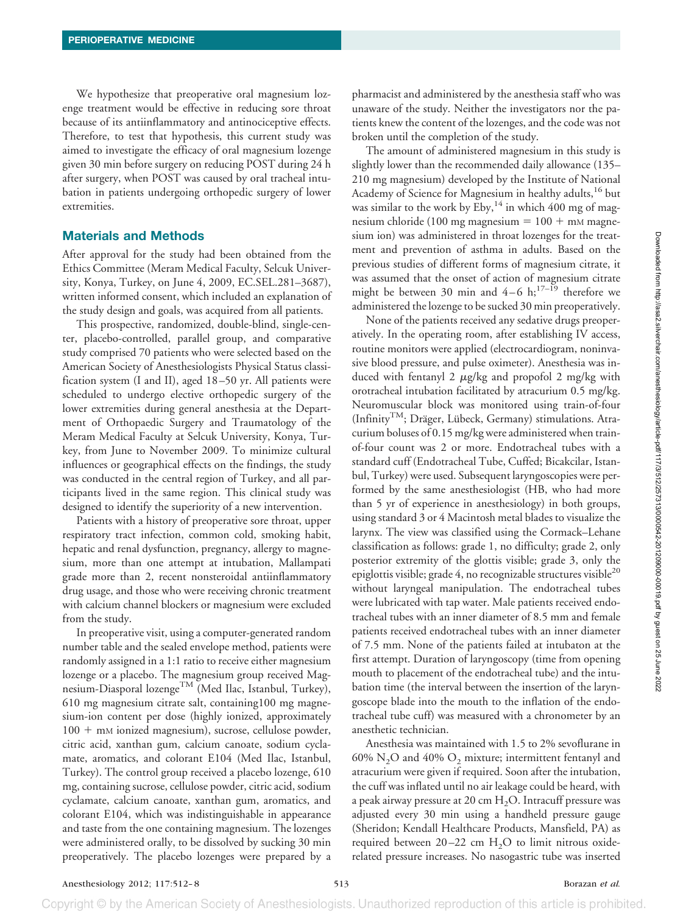We hypothesize that preoperative oral magnesium lozenge treatment would be effective in reducing sore throat because of its antiinflammatory and antinociceptive effects. Therefore, to test that hypothesis, this current study was aimed to investigate the efficacy of oral magnesium lozenge given 30 min before surgery on reducing POST during 24 h after surgery, when POST was caused by oral tracheal intubation in patients undergoing orthopedic surgery of lower extremities.

## Materials and Methods

After approval for the study had been obtained from the Ethics Committee (Meram Medical Faculty, Selcuk University, Konya, Turkey, on June 4, 2009, EC.SEL.281–3687), written informed consent, which included an explanation of the study design and goals, was acquired from all patients.

This prospective, randomized, double-blind, single-center, placebo-controlled, parallel group, and comparative study comprised 70 patients who were selected based on the American Society of Anesthesiologists Physical Status classification system (I and II), aged 18–50 yr. All patients were scheduled to undergo elective orthopedic surgery of the lower extremities during general anesthesia at the Department of Orthopaedic Surgery and Traumatology of the Meram Medical Faculty at Selcuk University, Konya, Turkey, from June to November 2009. To minimize cultural influences or geographical effects on the findings, the study was conducted in the central region of Turkey, and all participants lived in the same region. This clinical study was designed to identify the superiority of a new intervention.

Patients with a history of preoperative sore throat, upper respiratory tract infection, common cold, smoking habit, hepatic and renal dysfunction, pregnancy, allergy to magnesium, more than one attempt at intubation, Mallampati grade more than 2, recent nonsteroidal antiinflammatory drug usage, and those who were receiving chronic treatment with calcium channel blockers or magnesium were excluded from the study.

In preoperative visit, using a computer-generated random number table and the sealed envelope method, patients were randomly assigned in a 1:1 ratio to receive either magnesium lozenge or a placebo. The magnesium group received Magnesium-Diasporal lozenge™ (Med Ilac, Istanbul, Turkey), 610 mg magnesium citrate salt, containing100 mg magnesium-ion content per dose (highly ionized, approximately 100 + mM ionized magnesium), sucrose, cellulose powder, citric acid, xanthan gum, calcium canoate, sodium cyclamate, aromatics, and colorant E104 (Med Ilac, Istanbul, Turkey). The control group received a placebo lozenge, 610 mg, containing sucrose, cellulose powder, citric acid, sodium cyclamate, calcium canoate, xanthan gum, aromatics, and colorant E104, which was indistinguishable in appearance and taste from the one containing magnesium. The lozenges were administered orally, to be dissolved by sucking 30 min preoperatively. The placebo lozenges were prepared by a pharmacist and administered by the anesthesia staff who was unaware of the study. Neither the investigators nor the patients knew the content of the lozenges, and the code was not broken until the completion of the study.

The amount of administered magnesium in this study is slightly lower than the recommended daily allowance (135–210 mg magnesium) developed by the Institute of National Academy of Science for Magnesium in healthy adults,[16] but was similar to the work by Eby,[14] in which 400 mg of magnesium chloride (100 mg magnesium = 100 + mM magnesium ion) was administered in throat lozenges for the treatment and prevention of asthma in adults. Based on the previous studies of different forms of magnesium citrate, it was assumed that the onset of action of magnesium citrate might be between 30 min and 4–6 h;[17–19] therefore we administered the lozenge to be sucked 30 min preoperatively.

None of the patients received any sedative drugs preoperatively. In the operating room, after establishing IV access, routine monitors were applied (electrocardiogram, noninvasive blood pressure, and pulse oximeter). Anesthesia was induced with fentanyl 2 μg/kg and propofol 2 mg/kg with orotracheal intubation facilitated by atracurium 0.5 mg/kg. Neuromuscular block was monitored using train-of-four (Infinity™; Dräger, Lübeck, Germany) stimulations. Atracurium boluses of 0.15 mg/kg were administered when train-of-four count was 2 or more. Endotracheal tubes with a standard cuff (Endotracheal Tube, Cuffed; Bicakcilar, Istanbul, Turkey) were used. Subsequent laryngoscopies were performed by the same anesthesiologist (HB, who had more than 5 yr of experience in anesthesiology) in both groups, using standard 3 or 4 Macintosh metal blades to visualize the larynx. The view was classified using the Cormack–Lehane classification as follows: grade 1, no difficulty; grade 2, only posterior extremity of the glottis visible; grade 3, only the epiglottis visible; grade 4, no recognizable structures visible[20] without laryngeal manipulation. The endotracheal tubes were lubricated with tap water. Male patients received endotracheal tubes with an inner diameter of 8.5 mm and female patients received endotracheal tubes with an inner diameter of 7.5 mm. None of the patients failed at intubaton at the first attempt. Duration of laryngoscopy (time from opening mouth to placement of the endotracheal tube) and the intubation time (the interval between the insertion of the laryngoscope blade into the mouth to the inflation of the endotracheal tube cuff) was measured with a chronometer by an anesthetic technician.

Anesthesia was maintained with 1.5 to 2% sevoflurane in 60% $N_2O$ and 40% $O_2$ mixture; intermittent fentanyl and atracurium were given if required. Soon after the intubation, the cuff was inflated until no air leakage could be heard, with a peak airway pressure at 20 cm $H_2O$. Intracuff pressure was adjusted every 30 min using a handheld pressure gauge (Sheridon; Kendall Healthcare Products, Mansfield, PA) as required between 20–22 cm $H_2O$ to limit nitrous oxide-related pressure increases. No nasogastric tube was inserted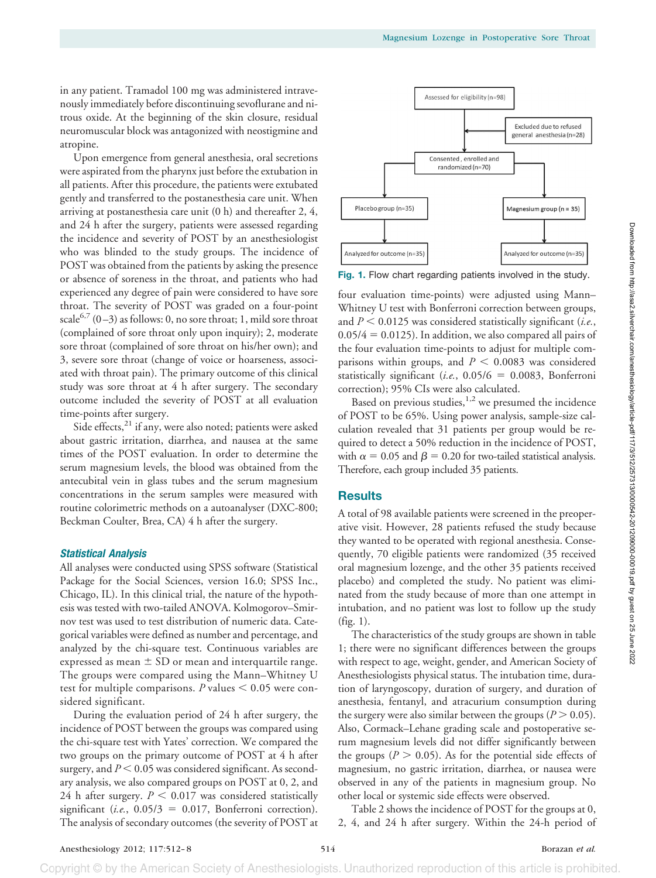in any patient. Tramadol 100 mg was administered intravenously immediately before discontinuing sevoflurane and nitrous oxide. At the beginning of the skin closure, residual neuromuscular block was antagonized with neostigmine and atropine.

Upon emergence from general anesthesia, oral secretions were aspirated from the pharynx just before the extubation in all patients. After this procedure, the patients were extubated gently and transferred to the postanesthesia care unit. When arriving at postanesthesia care unit (0 h) and thereafter 2, 4, and 24 h after the surgery, patients were assessed regarding the incidence and severity of POST by an anesthesiologist who was blinded to the study groups. The incidence of POST was obtained from the patients by asking the presence or absence of soreness in the throat, and patients who had experienced any degree of pain were considered to have sore throat. The severity of POST was graded on a four-point scale[6,7] (0–3) as follows: 0, no sore throat; 1, mild sore throat (complained of sore throat only upon inquiry); 2, moderate sore throat (complained of sore throat on his/her own); and 3, severe sore throat (change of voice or hoarseness, associated with throat pain). The primary outcome of this clinical study was sore throat at 4 h after surgery. The secondary outcome included the severity of POST at all evaluation time-points after surgery.

Side effects,[21] if any, were also noted; patients were asked about gastric irritation, diarrhea, and nausea at the same times of the POST evaluation. In order to determine the serum magnesium levels, the blood was obtained from the antecubital vein in glass tubes and the serum magnesium concentrations in the serum samples were measured with routine colorimetric methods on a autoanalyser (DXC-800; Beckman Coulter, Brea, CA) 4 h after the surgery.

### *Statistical Analysis*

All analyses were conducted using SPSS software (Statistical Package for the Social Sciences, version 16.0; SPSS Inc., Chicago, IL). In this clinical trial, the nature of the hypothesis was tested with two-tailed ANOVA. Kolmogorov–Smirnov test was used to test distribution of numeric data. Categorical variables were defined as number and percentage, and analyzed by the chi-square test. Continuous variables are expressed as mean ± SD or mean and interquartile range. The groups were compared using the Mann–Whitney U test for multiple comparisons. $P$ values $< 0.05$ were considered significant.

During the evaluation period of 24 h after surgery, the incidence of POST between the groups was compared using the chi-square test with Yates' correction. We compared the two groups on the primary outcome of POST at 4 h after surgery, and $P < 0.05$ was considered significant. As secondary analysis, we also compared groups on POST at 0, 2, and 24 h after surgery. $P < 0.017$ was considered statistically significant (*i.e.*, $0.05/3 = 0.017$, Bonferroni correction). The analysis of secondary outcomes (the severity of POST at four evaluation time-points) were adjusted using Mann–Whitney U test with Bonferroni correction between groups, and $P < 0.0125$ was considered statistically significant (*i.e.*, $0.05/4 = 0.0125$). In addition, we also compared all pairs of the four evaluation time-points to adjust for multiple comparisons within groups, and $P < 0.0083$ was considered statistically significant (*i.e.*, $0.05/6 = 0.0083$, Bonferroni correction); 95% CIs were also calculated.

Based on previous studies,[1,2] we presumed the incidence of POST to be 65%. Using power analysis, sample-size calculation revealed that 31 patients per group would be required to detect a 50% reduction in the incidence of POST, with $\alpha = 0.05$ and $\beta = 0.20$ for two-tailed statistical analysis. Therefore, each group included 35 patients.

```
Assessed for eligibility (n=98)
        |
        |----> Excluded due to refused general anesthesia (n=28)
        |
Consented, enrolled and randomized (n=70)
        |
   -------------------------------
   |                             |
Placebo group (n=35)       Magnesium group (n = 35)
   |                             |
Analyzed for outcome (n=35)  Analyzed for outcome (n=35)
```

**Fig. 1.** Flow chart regarding patients involved in the study.

## Results

A total of 98 available patients were screened in the preoperative visit. However, 28 patients refused the study because they wanted to be operated with regional anesthesia. Consequently, 70 eligible patients were randomized (35 received oral magnesium lozenge, and the other 35 patients received placebo) and completed the study. No patient was eliminated from the study because of more than one attempt in intubation, and no patient was lost to follow up the study (fig. 1).

The characteristics of the study groups are shown in table 1; there were no significant differences between the groups with respect to age, weight, gender, and American Society of Anesthesiologists physical status. The intubation time, duration of laryngoscopy, duration of surgery, and duration of anesthesia, fentanyl, and atracurium consumption during the surgery were also similar between the groups ($P > 0.05$). Also, Cormack–Lehane grading scale and postoperative serum magnesium levels did not differ significantly between the groups ($P > 0.05$). As for the potential side effects of magnesium, no gastric irritation, diarrhea, or nausea were observed in any of the patients in magnesium group. No other local or systemic side effects were observed.

Table 2 shows the incidence of POST for the groups at 0, 2, 4, and 24 h after surgery. Within the 24-h period of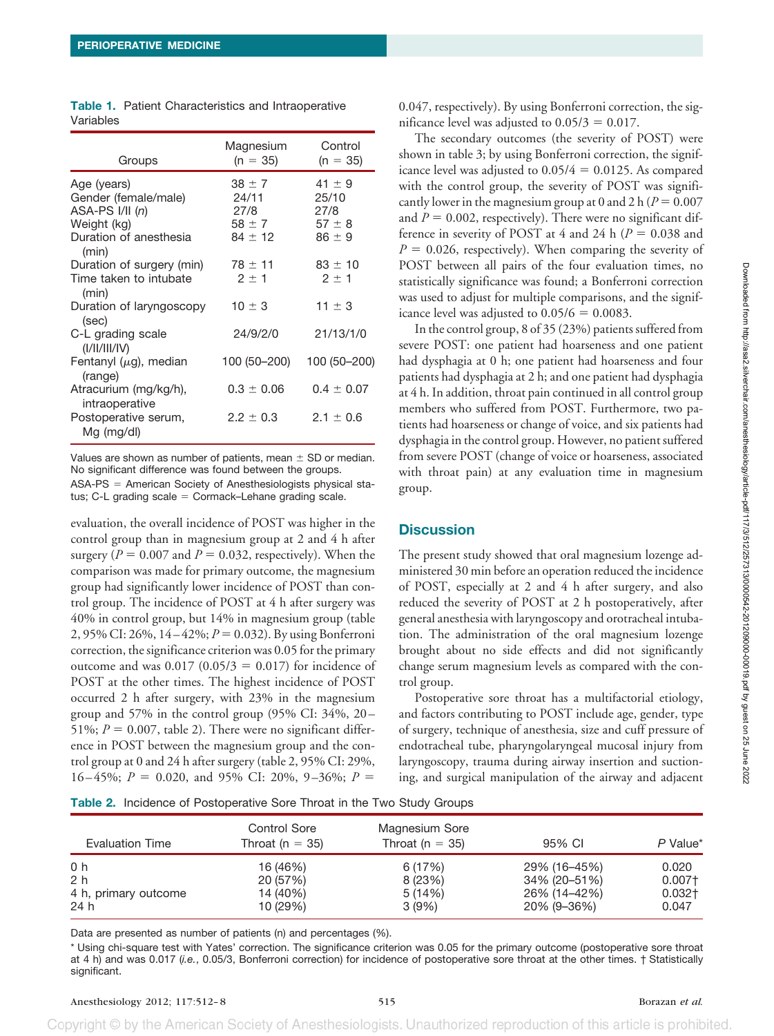**Table 1.** Patient Characteristics and Intraoperative Variables

| Groups | Magnesium (n = 35) | Control (n = 35) |
|---|---|---|
| Age (years) | 38 ± 7 | 41 ± 9 |
| Gender (female/male) | 24/11 | 25/10 |
| ASA-PS I/II (*n*) | 27/8 | 27/8 |
| Weight (kg) | 58 ± 7 | 57 ± 8 |
| Duration of anesthesia (min) | 84 ± 12 | 86 ± 9 |
| Duration of surgery (min) | 78 ± 11 | 83 ± 10 |
| Time taken to intubate (min) | 2 ± 1 | 2 ± 1 |
| Duration of laryngoscopy (sec) | 10 ± 3 | 11 ± 3 |
| C-L grading scale (I/II/III/IV) | 24/9/2/0 | 21/13/1/0 |
| Fentanyl ($\mu$g), median (range) | 100 (50–200) | 100 (50–200) |
| Atracurium (mg/kg/h), intraoperative | 0.3 ± 0.06 | 0.4 ± 0.07 |
| Postoperative serum, Mg (mg/dl) | 2.2 ± 0.3 | 2.1 ± 0.6 |

Values are shown as number of patients, mean ± SD or median. No significant difference was found between the groups.
ASA-PS = American Society of Anesthesiologists physical status; C-L grading scale = Cormack–Lehane grading scale.

evaluation, the overall incidence of POST was higher in the control group than in magnesium group at 2 and 4 h after surgery ($P = 0.007$ and $P = 0.032$, respectively). When the comparison was made for primary outcome, the magnesium group had significantly lower incidence of POST than control group. The incidence of POST at 4 h after surgery was 40% in control group, but 14% in magnesium group (table 2, 95% CI: 26%, 14–42%; $P = 0.032$). By using Bonferroni correction, the significance criterion was 0.05 for the primary outcome and was 0.017 (0.05/3 = 0.017) for incidence of POST at the other times. The highest incidence of POST occurred 2 h after surgery, with 23% in the magnesium group and 57% in the control group (95% CI: 34%, 20–51%; $P = 0.007$, table 2). There were no significant difference in POST between the magnesium group and the control group at 0 and 24 h after surgery (table 2, 95% CI: 29%, 16–45%; $P = 0.020$, and 95% CI: 20%, 9–36%; $P = 0.047$, respectively). By using Bonferroni correction, the significance level was adjusted to 0.05/3 = 0.017.

The secondary outcomes (the severity of POST) were shown in table 3; by using Bonferroni correction, the significance level was adjusted to 0.05/4 = 0.0125. As compared with the control group, the severity of POST was significantly lower in the magnesium group at 0 and 2 h ($P = 0.007$ and $P = 0.002$, respectively). There were no significant difference in severity of POST at 4 and 24 h ($P = 0.038$ and $P = 0.026$, respectively). When comparing the severity of POST between all pairs of the four evaluation times, no statistically significance was found; a Bonferroni correction was used to adjust for multiple comparisons, and the significance level was adjusted to 0.05/6 = 0.0083.

In the control group, 8 of 35 (23%) patients suffered from severe POST: one patient had hoarseness and one patient had dysphagia at 0 h; one patient had hoarseness and four patients had dysphagia at 2 h; and one patient had dysphagia at 4 h. In addition, throat pain continued in all control group members who suffered from POST. Furthermore, two patients had hoarseness or change of voice, and six patients had dysphagia in the control group. However, no patient suffered from severe POST (change of voice or hoarseness, associated with throat pain) at any evaluation time in magnesium group.

## Discussion

The present study showed that oral magnesium lozenge administered 30 min before an operation reduced the incidence of POST, especially at 2 and 4 h after surgery, and also reduced the severity of POST at 2 h postoperatively, after general anesthesia with laryngoscopy and orotracheal intubation. The administration of the oral magnesium lozenge brought about no side effects and did not significantly change serum magnesium levels as compared with the control group.

Postoperative sore throat has a multifactorial etiology, and factors contributing to POST include age, gender, type of surgery, technique of anesthesia, size and cuff pressure of endotracheal tube, pharyngolaryngeal mucosal injury from laryngoscopy, trauma during airway insertion and suctioning, and surgical manipulation of the airway and adjacent

**Table 2.** Incidence of Postoperative Sore Throat in the Two Study Groups

| Evaluation Time | Control Sore Throat (n = 35) | Magnesium Sore Throat (n = 35) | 95% CI | *P* Value* |
|---|---|---|---|---|
| 0 h | 16 (46%) | 6 (17%) | 29% (16–45%) | 0.020 |
| 2 h | 20 (57%) | 8 (23%) | 34% (20–51%) | 0.007† |
| 4 h, primary outcome | 14 (40%) | 5 (14%) | 26% (14–42%) | 0.032† |
| 24 h | 10 (29%) | 3 (9%) | 20% (9–36%) | 0.047 |

Data are presented as number of patients (n) and percentages (%).

\* Using chi-square test with Yates' correction. The significance criterion was 0.05 for the primary outcome (postoperative sore throat at 4 h) and was 0.017 (*i.e.*, 0.05/3, Bonferroni correction) for incidence of postoperative sore throat at the other times. † Statistically significant.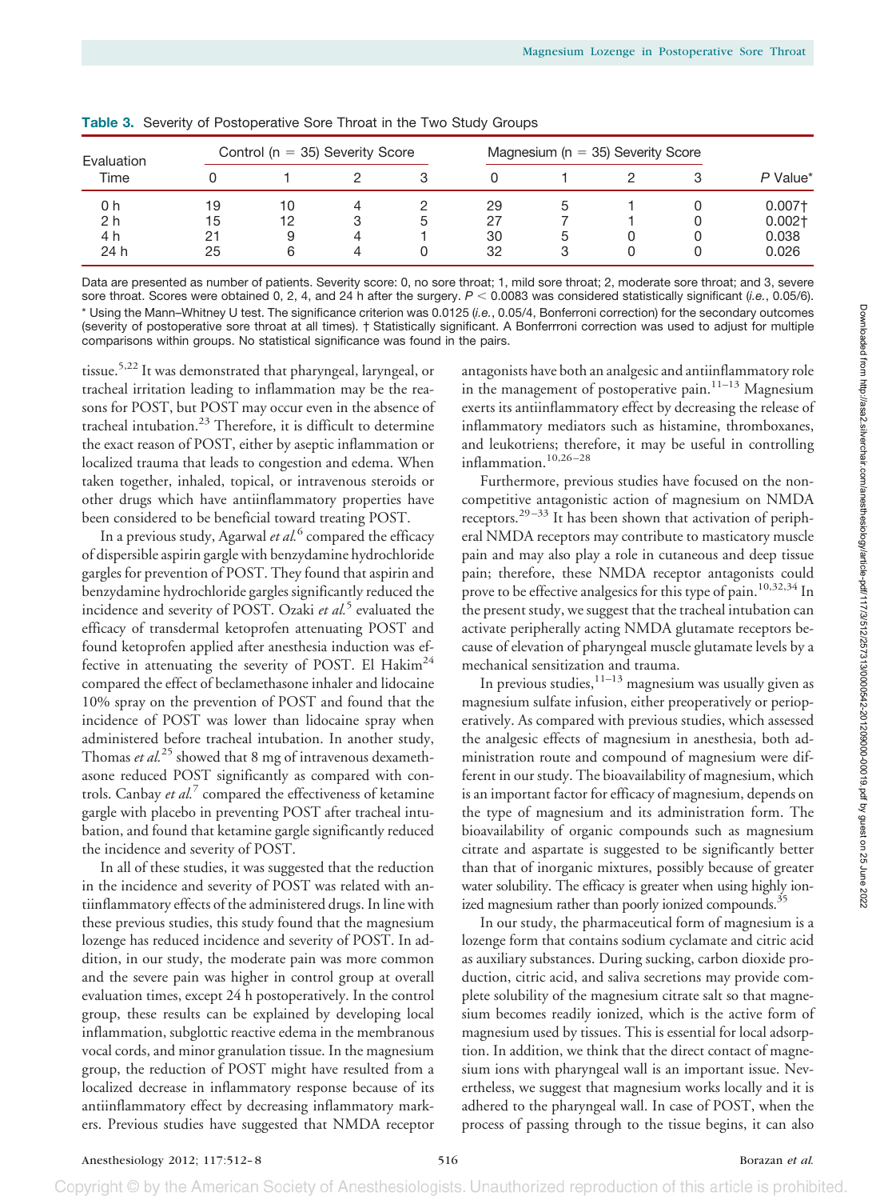**Table 3.** Severity of Postoperative Sore Throat in the Two Study Groups

| Evaluation Time | Control (n = 35) Severity Score | | | | Magnesium (n = 35) Severity Score | | | | |
|---|---|---|---|---|---|---|---|---|---|
| | 0 | 1 | 2 | 3 | 0 | 1 | 2 | 3 | *P* Value* |
| 0 h | 19 | 10 | 4 | 2 | 29 | 5 | 1 | 0 | 0.007† |
| 2 h | 15 | 12 | 3 | 5 | 27 | 7 | 1 | 0 | 0.002† |
| 4 h | 21 | 9 | 4 | 1 | 30 | 5 | 0 | 0 | 0.038 |
| 24 h | 25 | 6 | 4 | 0 | 32 | 3 | 0 | 0 | 0.026 |

Data are presented as number of patients. Severity score: 0, no sore throat; 1, mild sore throat; 2, moderate sore throat; and 3, severe sore throat. Scores were obtained 0, 2, 4, and 24 h after the surgery. $P < 0.0083$ was considered statistically significant (*i.e.*, 0.05/6).
* Using the Mann–Whitney U test. The significance criterion was 0.0125 (*i.e.*, 0.05/4, Bonferroni correction) for the secondary outcomes (severity of postoperative sore throat at all times). † Statistically significant. A Bonferrroni correction was used to adjust for multiple comparisons within groups. No statistical significance was found in the pairs.

tissue.[5,22] It was demonstrated that pharyngeal, laryngeal, or tracheal irritation leading to inflammation may be the reasons for POST, but POST may occur even in the absence of tracheal intubation.[23] Therefore, it is difficult to determine the exact reason of POST, either by aseptic inflammation or localized trauma that leads to congestion and edema. When taken together, inhaled, topical, or intravenous steroids or other drugs which have antiinflammatory properties have been considered to be beneficial toward treating POST.

In a previous study, Agarwal *et al.*[6] compared the efficacy of dispersible aspirin gargle with benzydamine hydrochloride gargles for prevention of POST. They found that aspirin and benzydamine hydrochloride gargles significantly reduced the incidence and severity of POST. Ozaki *et al.*[5] evaluated the efficacy of transdermal ketoprofen attenuating POST and found ketoprofen applied after anesthesia induction was effective in attenuating the severity of POST. El Hakim[24] compared the effect of beclamethasone inhaler and lidocaine 10% spray on the prevention of POST and found that the incidence of POST was lower than lidocaine spray when administered before tracheal intubation. In another study, Thomas *et al.*[25] showed that 8 mg of intravenous dexamethasone reduced POST significantly as compared with controls. Canbay *et al.*[7] compared the effectiveness of ketamine gargle with placebo in preventing POST after tracheal intubation, and found that ketamine gargle significantly reduced the incidence and severity of POST.

In all of these studies, it was suggested that the reduction in the incidence and severity of POST was related with antiinflammatory effects of the administered drugs. In line with these previous studies, this study found that the magnesium lozenge has reduced incidence and severity of POST. In addition, in our study, the moderate pain was more common and the severe pain was higher in control group at overall evaluation times, except 24 h postoperatively. In the control group, these results can be explained by developing local inflammation, subglottic reactive edema in the membranous vocal cords, and minor granulation tissue. In the magnesium group, the reduction of POST might have resulted from a localized decrease in inflammatory response because of its antiinflammatory effect by decreasing inflammatory markers. Previous studies have suggested that NMDA receptor antagonists have both an analgesic and antiinflammatory role in the management of postoperative pain.[11–13] Magnesium exerts its antiinflammatory effect by decreasing the release of inflammatory mediators such as histamine, thromboxanes, and leukotriens; therefore, it may be useful in controlling inflammation.[10,26–28]

Furthermore, previous studies have focused on the noncompetitive antagonistic action of magnesium on NMDA receptors.[29–33] It has been shown that activation of peripheral NMDA receptors may contribute to masticatory muscle pain and may also play a role in cutaneous and deep tissue pain; therefore, these NMDA receptor antagonists could prove to be effective analgesics for this type of pain.[10,32,34] In the present study, we suggest that the tracheal intubation can activate peripherally acting NMDA glutamate receptors because of elevation of pharyngeal muscle glutamate levels by a mechanical sensitization and trauma.

In previous studies,[11–13] magnesium was usually given as magnesium sulfate infusion, either preoperatively or perioperatively. As compared with previous studies, which assessed the analgesic effects of magnesium in anesthesia, both administration route and compound of magnesium were different in our study. The bioavailability of magnesium, which is an important factor for efficacy of magnesium, depends on the type of magnesium and its administration form. The bioavailability of organic compounds such as magnesium citrate and aspartate is suggested to be significantly better than that of inorganic mixtures, possibly because of greater water solubility. The efficacy is greater when using highly ionized magnesium rather than poorly ionized compounds.[35]

In our study, the pharmaceutical form of magnesium is a lozenge form that contains sodium cyclamate and citric acid as auxiliary substances. During sucking, carbon dioxide production, citric acid, and saliva secretions may provide complete solubility of the magnesium citrate salt so that magnesium becomes readily ionized, which is the active form of magnesium used by tissues. This is essential for local adsorption. In addition, we think that the direct contact of magnesium ions with pharyngeal wall is an important issue. Nevertheless, we suggest that magnesium works locally and it is adhered to the pharyngeal wall. In case of POST, when the process of passing through to the tissue begins, it can also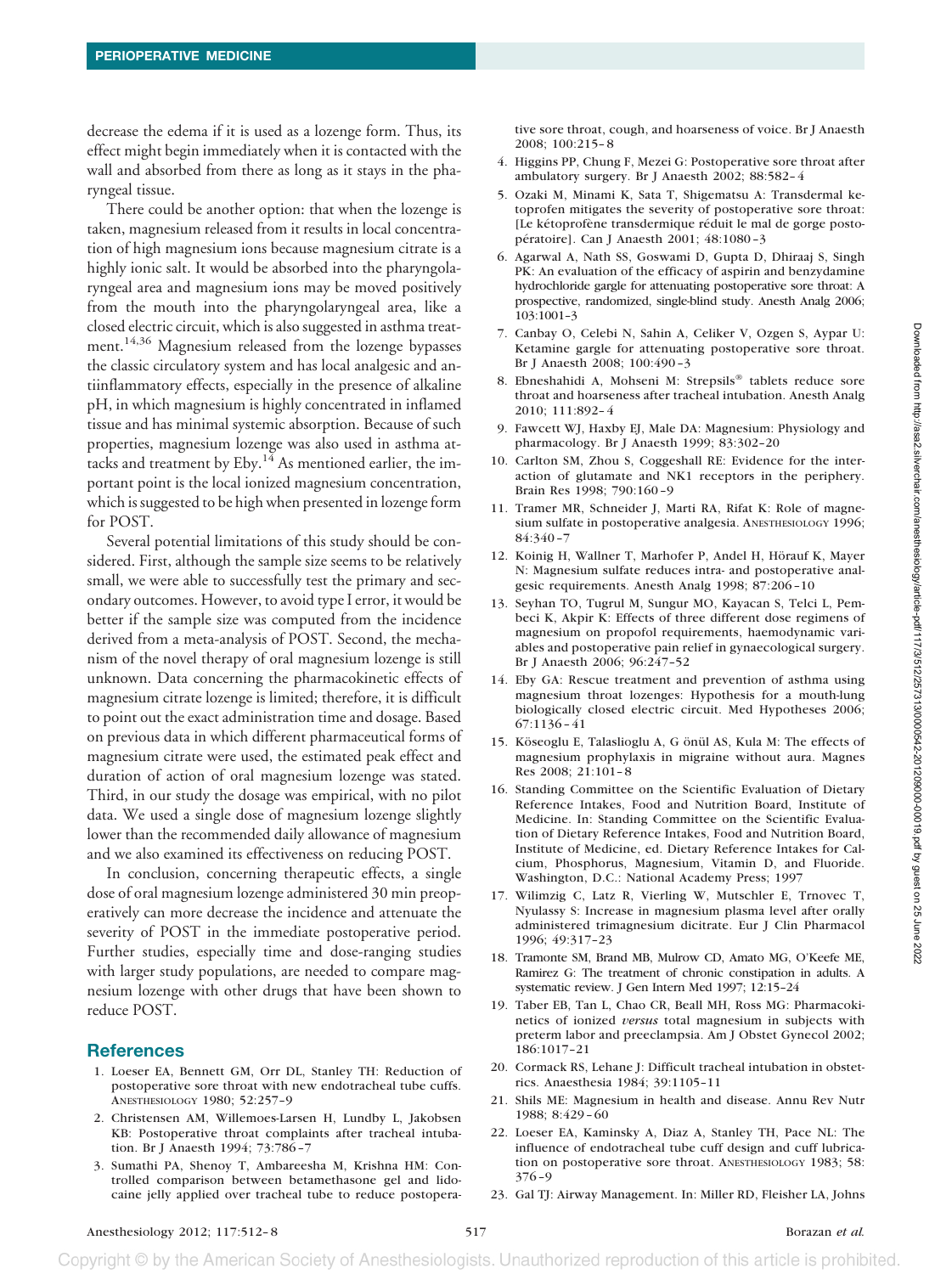decrease the edema if it is used as a lozenge form. Thus, its effect might begin immediately when it is contacted with the wall and absorbed from there as long as it stays in the pharyngeal tissue.

There could be another option: that when the lozenge is taken, magnesium released from it results in local concentration of high magnesium ions because magnesium citrate is a highly ionic salt. It would be absorbed into the pharyngolaryngeal area and magnesium ions may be moved positively from the mouth into the pharyngolaryngeal area, like a closed electric circuit, which is also suggested in asthma treatment.[14,36] Magnesium released from the lozenge bypasses the classic circulatory system and has local analgesic and antiinflammatory effects, especially in the presence of alkaline pH, in which magnesium is highly concentrated in inflamed tissue and has minimal systemic absorption. Because of such properties, magnesium lozenge was also used in asthma attacks and treatment by Eby.[14] As mentioned earlier, the important point is the local ionized magnesium concentration, which is suggested to be high when presented in lozenge form for POST.

Several potential limitations of this study should be considered. First, although the sample size seems to be relatively small, we were able to successfully test the primary and secondary outcomes. However, to avoid type I error, it would be better if the sample size was computed from the incidence derived from a meta-analysis of POST. Second, the mechanism of the novel therapy of oral magnesium lozenge is still unknown. Data concerning the pharmacokinetic effects of magnesium citrate lozenge is limited; therefore, it is difficult to point out the exact administration time and dosage. Based on previous data in which different pharmaceutical forms of magnesium citrate were used, the estimated peak effect and duration of action of oral magnesium lozenge was stated. Third, in our study the dosage was empirical, with no pilot data. We used a single dose of magnesium lozenge slightly lower than the recommended daily allowance of magnesium and we also examined its effectiveness on reducing POST.

In conclusion, concerning therapeutic effects, a single dose of oral magnesium lozenge administered 30 min preoperatively can more decrease the incidence and attenuate the severity of POST in the immediate postoperative period. Further studies, especially time and dose-ranging studies with larger study populations, are needed to compare magnesium lozenge with other drugs that have been shown to reduce POST.

## References

1. Loeser EA, Bennett GM, Orr DL, Stanley TH: Reduction of postoperative sore throat with new endotracheal tube cuffs. ANESTHESIOLOGY 1980; 52:257–9
2. Christensen AM, Willemoes-Larsen H, Lundby L, Jakobsen KB: Postoperative throat complaints after tracheal intubation. Br J Anaesth 1994; 73:786–7
3. Sumathi PA, Shenoy T, Ambareesha M, Krishna HM: Controlled comparison between betamethasone gel and lidocaine jelly applied over tracheal tube to reduce postoperative sore throat, cough, and hoarseness of voice. Br J Anaesth 2008; 100:215–8
4. Higgins PP, Chung F, Mezei G: Postoperative sore throat after ambulatory surgery. Br J Anaesth 2002; 88:582–4
5. Ozaki M, Minami K, Sata T, Shigematsu A: Transdermal ketoprofen mitigates the severity of postoperative sore throat: [Le kétoprofène transdermique réduit le mal de gorge postopératoire]. Can J Anaesth 2001; 48:1080–3
6. Agarwal A, Nath SS, Goswami D, Gupta D, Dhiraaj S, Singh PK: An evaluation of the efficacy of aspirin and benzydamine hydrochloride gargle for attenuating postoperative sore throat: A prospective, randomized, single-blind study. Anesth Analg 2006; 103:1001–3
7. Canbay O, Celebi N, Sahin A, Celiker V, Ozgen S, Aypar U: Ketamine gargle for attenuating postoperative sore throat. Br J Anaesth 2008; 100:490–3
8. Ebneshahidi A, Mohseni M: Strepsils® tablets reduce sore throat and hoarseness after tracheal intubation. Anesth Analg 2010; 111:892–4
9. Fawcett WJ, Haxby EJ, Male DA: Magnesium: Physiology and pharmacology. Br J Anaesth 1999; 83:302–20
10. Carlton SM, Zhou S, Coggeshall RE: Evidence for the interaction of glutamate and NK1 receptors in the periphery. Brain Res 1998; 790:160–9
11. Tramer MR, Schneider J, Marti RA, Rifat K: Role of magnesium sulfate in postoperative analgesia. ANESTHESIOLOGY 1996; 84:340–7
12. Koinig H, Wallner T, Marhofer P, Andel H, Hörauf K, Mayer N: Magnesium sulfate reduces intra- and postoperative analgesic requirements. Anesth Analg 1998; 87:206–10
13. Seyhan TO, Tugrul M, Sungur MO, Kayacan S, Telci L, Pembeci K, Akpir K: Effects of three different dose regimens of magnesium on propofol requirements, haemodynamic variables and postoperative pain relief in gynaecological surgery. Br J Anaesth 2006; 96:247–52
14. Eby GA: Rescue treatment and prevention of asthma using magnesium throat lozenges: Hypothesis for a mouth-lung biologically closed electric circuit. Med Hypotheses 2006; 67:1136–41
15. Köseoglu E, Talaslioglu A, G önül AS, Kula M: The effects of magnesium prophylaxis in migraine without aura. Magnes Res 2008; 21:101–8
16. Standing Committee on the Scientific Evaluation of Dietary Reference Intakes, Food and Nutrition Board, Institute of Medicine. In: Standing Committee on the Scientific Evaluation of Dietary Reference Intakes, Food and Nutrition Board, Institute of Medicine, ed. Dietary Reference Intakes for Calcium, Phosphorus, Magnesium, Vitamin D, and Fluoride. Washington, D.C.: National Academy Press; 1997
17. Wilimzig C, Latz R, Vierling W, Mutschler E, Trnovec T, Nyulassy S: Increase in magnesium plasma level after orally administered trimagnesium dicitrate. Eur J Clin Pharmacol 1996; 49:317–23
18. Tramonte SM, Brand MB, Mulrow CD, Amato MG, O'Keefe ME, Ramirez G: The treatment of chronic constipation in adults. A systematic review. J Gen Intern Med 1997; 12:15–24
19. Taber EB, Tan L, Chao CR, Beall MH, Ross MG: Pharmacokinetics of ionized *versus* total magnesium in subjects with preterm labor and preeclampsia. Am J Obstet Gynecol 2002; 186:1017–21
20. Cormack RS, Lehane J: Difficult tracheal intubation in obstetrics. Anaesthesia 1984; 39:1105–11
21. Shils ME: Magnesium in health and disease. Annu Rev Nutr 1988; 8:429–60
22. Loeser EA, Kaminsky A, Diaz A, Stanley TH, Pace NL: The influence of endotracheal tube cuff design and cuff lubrication on postoperative sore throat. ANESTHESIOLOGY 1983; 58:376–9
23. Gal TJ: Airway Management. In: Miller RD, Fleisher LA, Johns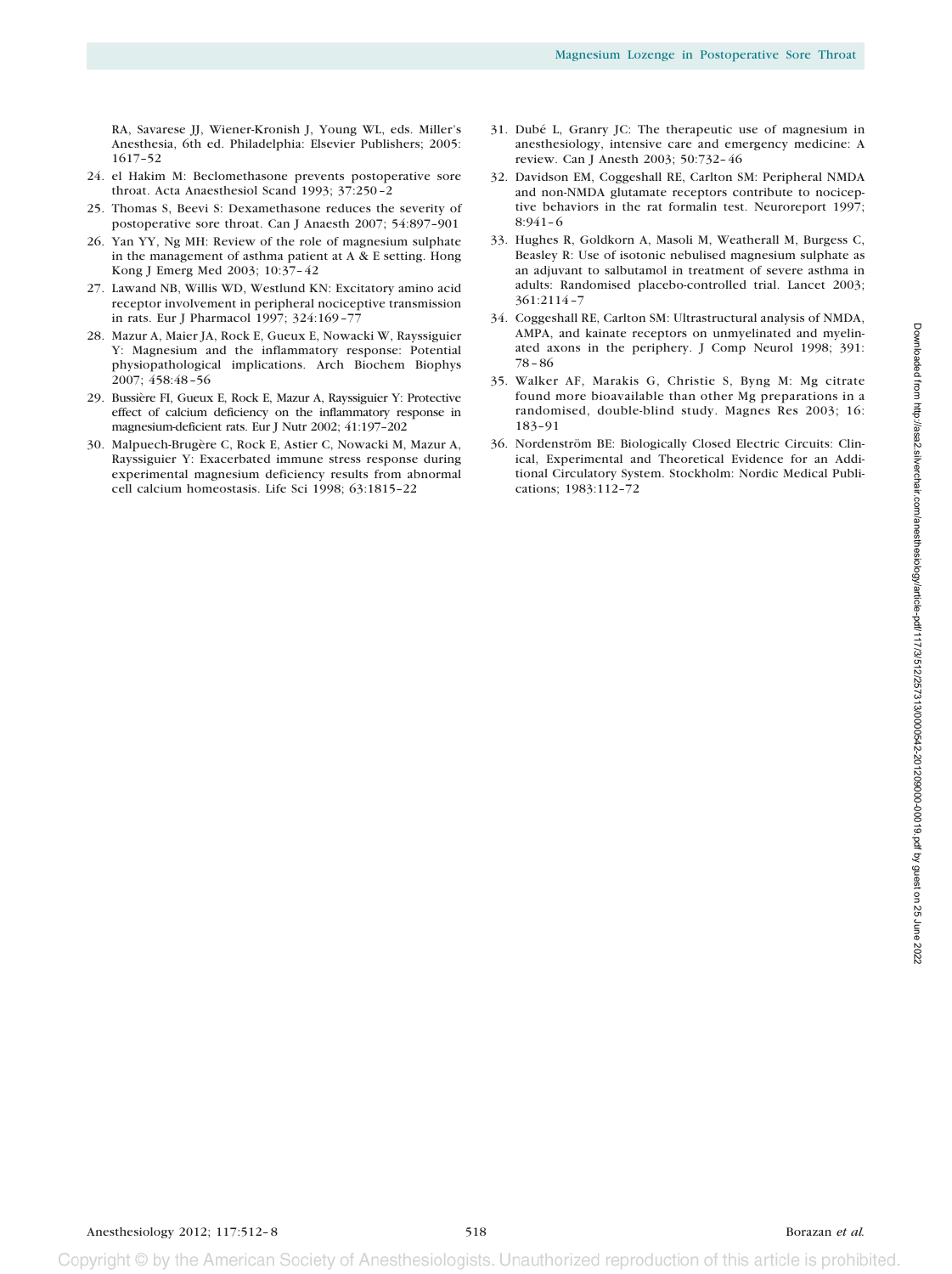RA, Savarese JJ, Wiener-Kronish J, Young WL, eds. Miller's Anesthesia, 6th ed. Philadelphia: Elsevier Publishers; 2005: 1617–52

24. el Hakim M: Beclomethasone prevents postoperative sore throat. Acta Anaesthesiol Scand 1993; 37:250–2
25. Thomas S, Beevi S: Dexamethasone reduces the severity of postoperative sore throat. Can J Anaesth 2007; 54:897–901
26. Yan YY, Ng MH: Review of the role of magnesium sulphate in the management of asthma patient at A & E setting. Hong Kong J Emerg Med 2003; 10:37–42
27. Lawand NB, Willis WD, Westlund KN: Excitatory amino acid receptor involvement in peripheral nociceptive transmission in rats. Eur J Pharmacol 1997; 324:169–77
28. Mazur A, Maier JA, Rock E, Gueux E, Nowacki W, Rayssiguier Y: Magnesium and the inflammatory response: Potential physiopathological implications. Arch Biochem Biophys 2007; 458:48–56
29. Bussière FI, Gueux E, Rock E, Mazur A, Rayssiguier Y: Protective effect of calcium deficiency on the inflammatory response in magnesium-deficient rats. Eur J Nutr 2002; 41:197–202
30. Malpuech-Brugère C, Rock E, Astier C, Nowacki M, Mazur A, Rayssiguier Y: Exacerbated immune stress response during experimental magnesium deficiency results from abnormal cell calcium homeostasis. Life Sci 1998; 63:1815–22
31. Dubé L, Granry JC: The therapeutic use of magnesium in anesthesiology, intensive care and emergency medicine: A review. Can J Anesth 2003; 50:732–46
32. Davidson EM, Coggeshall RE, Carlton SM: Peripheral NMDA and non-NMDA glutamate receptors contribute to nociceptive behaviors in the rat formalin test. Neuroreport 1997; 8:941–6
33. Hughes R, Goldkorn A, Masoli M, Weatherall M, Burgess C, Beasley R: Use of isotonic nebulised magnesium sulphate as an adjuvant to salbutamol in treatment of severe asthma in adults: Randomised placebo-controlled trial. Lancet 2003; 361:2114–7
34. Coggeshall RE, Carlton SM: Ultrastructural analysis of NMDA, AMPA, and kainate receptors on unmyelinated and myelinated axons in the periphery. J Comp Neurol 1998; 391: 78–86
35. Walker AF, Marakis G, Christie S, Byng M: Mg citrate found more bioavailable than other Mg preparations in a randomised, double-blind study. Magnes Res 2003; 16: 183–91
36. Nordenström BE: Biologically Closed Electric Circuits: Clinical, Experimental and Theoretical Evidence for an Additional Circulatory System. Stockholm: Nordic Medical Publications; 1983:112–72